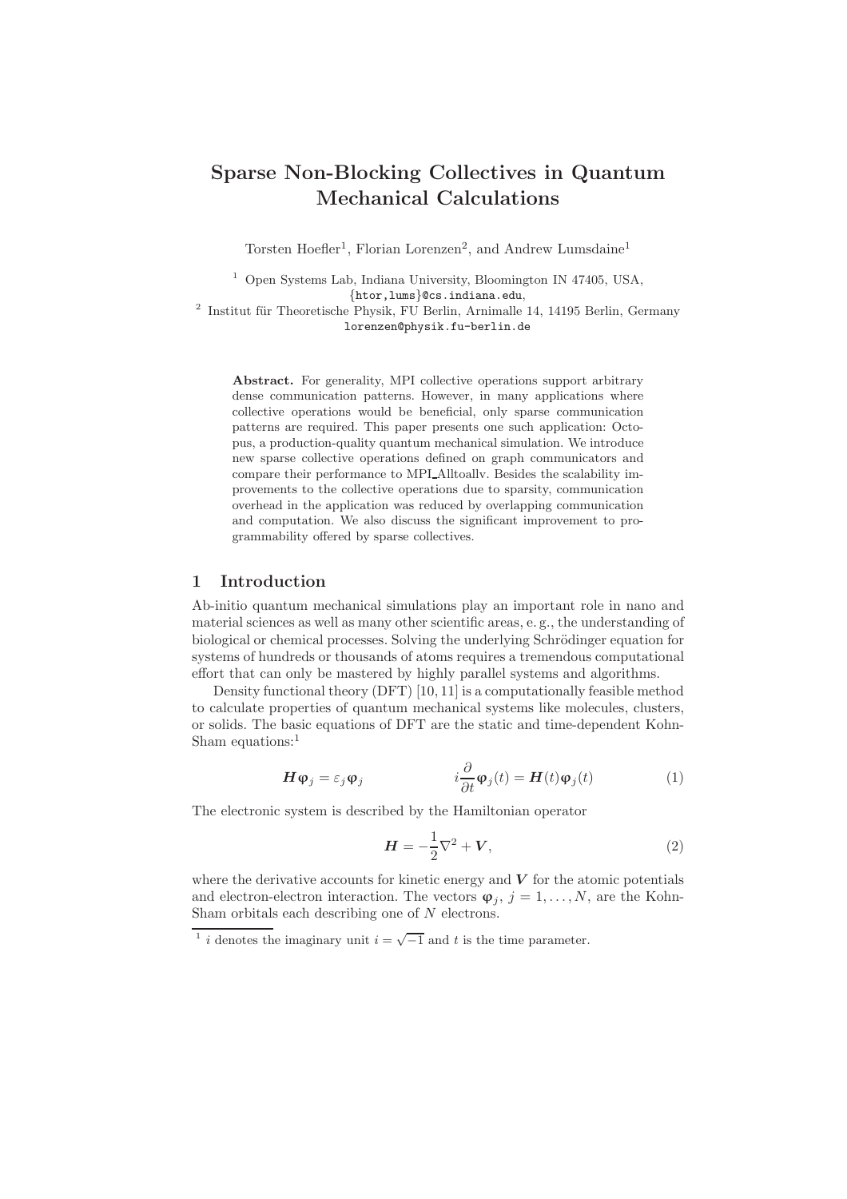# Sparse Non-Blocking Collectives in Quantum Mechanical Calculations

Torsten Hoefler[1], Florian Lorenzen[2], and Andrew Lumsdaine[1]

[1] Open Systems Lab, Indiana University, Bloomington IN 47405, USA, {htor,lums}@cs.indiana.edu,

[2] Institut für Theoretische Physik, FU Berlin, Arnimalle 14, 14195 Berlin, Germany lorenzen@physik.fu-berlin.de

**Abstract.** For generality, MPI collective operations support arbitrary dense communication patterns. However, in many applications where collective operations would be beneficial, only sparse communication patterns are required. This paper presents one such application: Octopus, a production-quality quantum mechanical simulation. We introduce new sparse collective operations defined on graph communicators and compare their performance to MPI_Alltoallv. Besides the scalability improvements to the collective operations due to sparsity, communication overhead in the application was reduced by overlapping communication and computation. We also discuss the significant improvement to programmability offered by sparse collectives.

## 1 Introduction

Ab-initio quantum mechanical simulations play an important role in nano and material sciences as well as many other scientific areas, e. g., the understanding of biological or chemical processes. Solving the underlying Schrödinger equation for systems of hundreds or thousands of atoms requires a tremendous computational effort that can only be mastered by highly parallel systems and algorithms.

Density functional theory (DFT) [10, 11] is a computationally feasible method to calculate properties of quantum mechanical systems like molecules, clusters, or solids. The basic equations of DFT are the static and time-dependent Kohn-Sham equations:[1]

$$\boldsymbol{H}\boldsymbol{\varphi}_j = \varepsilon_j \boldsymbol{\varphi}_j \qquad\qquad i\frac{\partial}{\partial t}\boldsymbol{\varphi}_j(t) = \boldsymbol{H}(t)\boldsymbol{\varphi}_j(t) \tag{1}$$

The electronic system is described by the Hamiltonian operator

$$\boldsymbol{H} = -\frac{1}{2}\nabla^2 + \boldsymbol{V}, \tag{2}$$

where the derivative accounts for kinetic energy and $\boldsymbol{V}$ for the atomic potentials and electron-electron interaction. The vectors $\boldsymbol{\varphi}_j$, $j = 1, \ldots, N$, are the Kohn-Sham orbitals each describing one of $N$ electrons.

[1] $i$ denotes the imaginary unit $i = \sqrt{-1}$ and $t$ is the time parameter.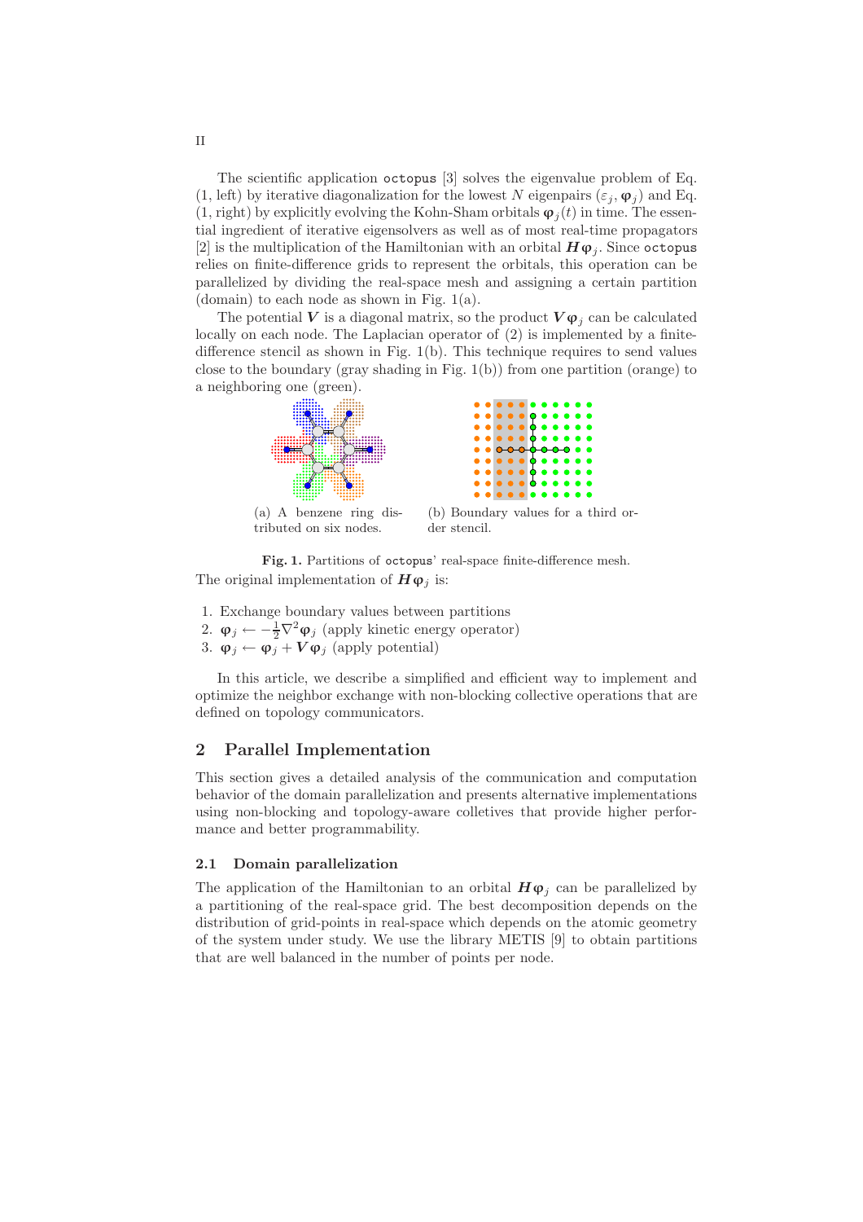The scientific application `octopus` [3] solves the eigenvalue problem of Eq. (1, left) by iterative diagonalization for the lowest $N$ eigenpairs $(\varepsilon_j, \boldsymbol{\varphi}_j)$ and Eq. (1, right) by explicitly evolving the Kohn-Sham orbitals $\boldsymbol{\varphi}_j(t)$ in time. The essential ingredient of iterative eigensolvers as well as of most real-time propagators [2] is the multiplication of the Hamiltonian with an orbital $\boldsymbol{H}\boldsymbol{\varphi}_j$. Since `octopus` relies on finite-difference grids to represent the orbitals, this operation can be parallelized by dividing the real-space mesh and assigning a certain partition (domain) to each node as shown in Fig. 1(a).

The potential $\boldsymbol{V}$ is a diagonal matrix, so the product $\boldsymbol{V}\boldsymbol{\varphi}_j$ can be calculated locally on each node. The Laplacian operator of (2) is implemented by a finite-difference stencil as shown in Fig. 1(b). This technique requires to send values close to the boundary (gray shading in Fig. 1(b)) from one partition (orange) to a neighboring one (green).

(a) A benzene ring distributed on six nodes.

(b) Boundary values for a third order stencil.

**Fig. 1.** Partitions of `octopus`' real-space finite-difference mesh.

The original implementation of $\boldsymbol{H}\boldsymbol{\varphi}_j$ is:

1. Exchange boundary values between partitions
2. $\boldsymbol{\varphi}_j \leftarrow -\frac{1}{2}\nabla^2\boldsymbol{\varphi}_j$ (apply kinetic energy operator)
3. $\boldsymbol{\varphi}_j \leftarrow \boldsymbol{\varphi}_j + \boldsymbol{V}\boldsymbol{\varphi}_j$ (apply potential)

In this article, we describe a simplified and efficient way to implement and optimize the neighbor exchange with non-blocking collective operations that are defined on topology communicators.

## 2 Parallel Implementation

This section gives a detailed analysis of the communication and computation behavior of the domain parallelization and presents alternative implementations using non-blocking and topology-aware colletives that provide higher performance and better programmability.

### 2.1 Domain parallelization

The application of the Hamiltonian to an orbital $\boldsymbol{H}\boldsymbol{\varphi}_j$ can be parallelized by a partitioning of the real-space grid. The best decomposition depends on the distribution of grid-points in real-space which depends on the atomic geometry of the system under study. We use the library METIS [9] to obtain partitions that are well balanced in the number of points per node.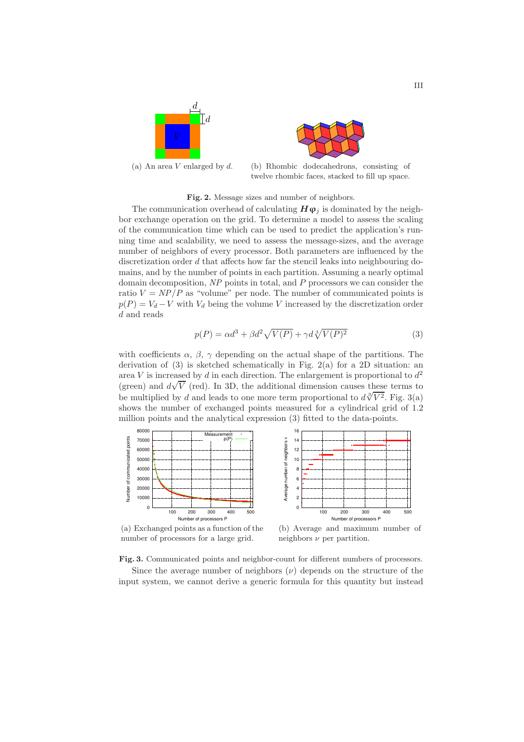(a) An area $V$ enlarged by $d$.

(b) Rhombic dodecahedrons, consisting of twelve rhombic faces, stacked to fill up space.

**Fig. 2.** Message sizes and number of neighbors.

The communication overhead of calculating $\boldsymbol{H}\boldsymbol{\varphi}_j$ is dominated by the neighbor exchange operation on the grid. To determine a model to assess the scaling of the communication time which can be used to predict the application's running time and scalability, we need to assess the message-sizes, and the average number of neighbors of every processor. Both parameters are influenced by the discretization order $d$ that affects how far the stencil leaks into neighbouring domains, and by the number of points in each partition. Assuming a nearly optimal domain decomposition, $NP$ points in total, and $P$ processors we can consider the ratio $V = NP/P$ as "volume" per node. The number of communicated points is $p(P) = V_d - V$ with $V_d$ being the volume $V$ increased by the discretization order $d$ and reads

$$p(P) = \alpha d^3 + \beta d^2 \sqrt{V(P)} + \gamma d \sqrt[3]{V(P)^2} \tag{3}$$

with coefficients $\alpha$, $\beta$, $\gamma$ depending on the actual shape of the partitions. The derivation of (3) is sketched schematically in Fig. 2(a) for a 2D situation: an area $V$ is increased by $d$ in each direction. The enlargement is proportional to $d^2$ (green) and $d\sqrt{V}$ (red). In 3D, the additional dimension causes these terms to be multiplied by $d$ and leads to one more term proportional to $d\sqrt[3]{V^2}$. Fig. 3(a) shows the number of exchanged points measured for a cylindrical grid of 1.2 million points and the analytical expression (3) fitted to the data-points.

(a) Exchanged points as a function of the number of processors for a large grid.

(b) Average and maximum number of neighbors $\nu$ per partition.

**Fig. 3.** Communicated points and neighbor-count for different numbers of processors.

Since the average number of neighbors ($\nu$) depends on the structure of the input system, we cannot derive a generic formula for this quantity but instead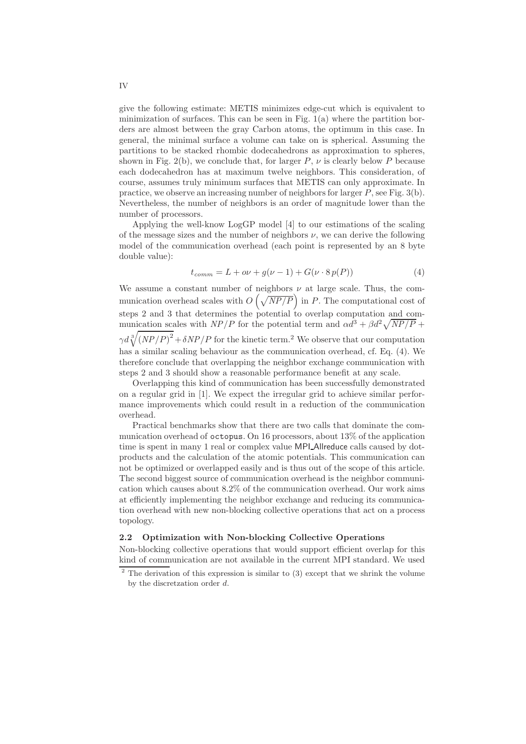give the following estimate: METIS minimizes edge-cut which is equivalent to minimization of surfaces. This can be seen in Fig. 1(a) where the partition borders are almost between the gray Carbon atoms, the optimum in this case. In general, the minimal surface a volume can take on is spherical. Assuming the partitions to be stacked rhombic dodecahedrons as approximation to spheres, shown in Fig. 2(b), we conclude that, for larger $P$, $\nu$ is clearly below $P$ because each dodecahedron has at maximum twelve neighbors. This consideration, of course, assumes truly minimum surfaces that METIS can only approximate. In practice, we observe an increasing number of neighbors for larger $P$, see Fig. 3(b). Nevertheless, the number of neighbors is an order of magnitude lower than the number of processors.

Applying the well-know LogGP model [4] to our estimations of the scaling of the message sizes and the number of neighbors $\nu$, we can derive the following model of the communication overhead (each point is represented by an 8 byte double value):

$$t_{comm} = L + o\nu + g(\nu - 1) + G(\nu \cdot 8\, p(P)) \tag{4}$$

We assume a constant number of neighbors $\nu$ at large scale. Thus, the communication overhead scales with $O\left(\sqrt{NP/P}\right)$ in $P$. The computational cost of steps 2 and 3 that determines the potential to overlap computation and communication scales with $NP/P$ for the potential term and $\alpha d^3 + \beta d^2 \sqrt{NP/P} + \gamma d \sqrt[3]{(NP/P)^2} + \delta NP/P$ for the kinetic term.[2] We observe that our computation has a similar scaling behaviour as the communication overhead, cf. Eq. (4). We therefore conclude that overlapping the neighbor exchange communication with steps 2 and 3 should show a reasonable performance benefit at any scale.

Overlapping this kind of communication has been successfully demonstrated on a regular grid in [1]. We expect the irregular grid to achieve similar performance improvements which could result in a reduction of the communication overhead.

Practical benchmarks show that there are two calls that dominate the communication overhead of `octopus`. On 16 processors, about 13% of the application time is spent in many 1 real or complex value MPI_Allreduce calls caused by dot-products and the calculation of the atomic potentials. This communication can not be optimized or overlapped easily and is thus out of the scope of this article. The second biggest source of communication overhead is the neighbor communication which causes about 8.2% of the communication overhead. Our work aims at efficiently implementing the neighbor exchange and reducing its communication overhead with new non-blocking collective operations that act on a process topology.

### 2.2 Optimization with Non-blocking Collective Operations

Non-blocking collective operations that would support efficient overlap for this kind of communication are not available in the current MPI standard. We used

[2] The derivation of this expression is similar to (3) except that we shrink the volume by the discretzation order $d$.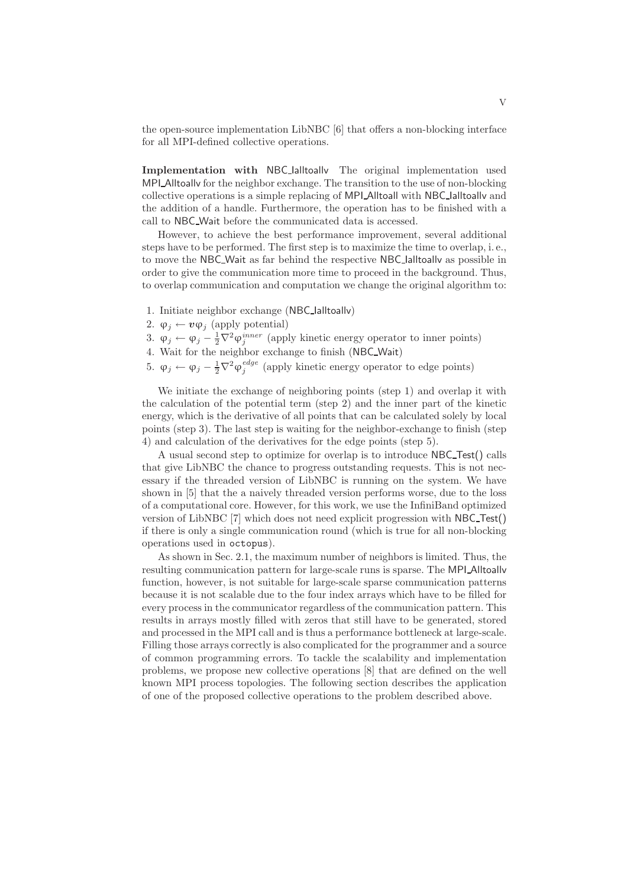the open-source implementation LibNBC [6] that offers a non-blocking interface for all MPI-defined collective operations.

**Implementation with** NBC_Ialltoallv The original implementation used MPI_Alltoallv for the neighbor exchange. The transition to the use of non-blocking collective operations is a simple replacing of MPI_Alltoall with NBC_Ialltoallv and the addition of a handle. Furthermore, the operation has to be finished with a call to NBC_Wait before the communicated data is accessed.

However, to achieve the best performance improvement, several additional steps have to be performed. The first step is to maximize the time to overlap, i. e., to move the NBC_Wait as far behind the respective NBC_Ialltoallv as possible in order to give the communication more time to proceed in the background. Thus, to overlap communication and computation we change the original algorithm to:

1. Initiate neighbor exchange (NBC_Ialltoallv)
2. $\varphi_j \leftarrow \boldsymbol{v}\varphi_j$ (apply potential)
3. $\varphi_j \leftarrow \varphi_j - \frac{1}{2}\nabla^2\varphi_j^{inner}$ (apply kinetic energy operator to inner points)
4. Wait for the neighbor exchange to finish (NBC_Wait)
5. $\varphi_j \leftarrow \varphi_j - \frac{1}{2}\nabla^2\varphi_j^{edge}$ (apply kinetic energy operator to edge points)

We initiate the exchange of neighboring points (step 1) and overlap it with the calculation of the potential term (step 2) and the inner part of the kinetic energy, which is the derivative of all points that can be calculated solely by local points (step 3). The last step is waiting for the neighbor-exchange to finish (step 4) and calculation of the derivatives for the edge points (step 5).

A usual second step to optimize for overlap is to introduce NBC_Test() calls that give LibNBC the chance to progress outstanding requests. This is not necessary if the threaded version of LibNBC is running on the system. We have shown in [5] that the a naively threaded version performs worse, due to the loss of a computational core. However, for this work, we use the InfiniBand optimized version of LibNBC [7] which does not need explicit progression with NBC_Test() if there is only a single communication round (which is true for all non-blocking operations used in `octopus`).

As shown in Sec. 2.1, the maximum number of neighbors is limited. Thus, the resulting communication pattern for large-scale runs is sparse. The MPI_Alltoallv function, however, is not suitable for large-scale sparse communication patterns because it is not scalable due to the four index arrays which have to be filled for every process in the communicator regardless of the communication pattern. This results in arrays mostly filled with zeros that still have to be generated, stored and processed in the MPI call and is thus a performance bottleneck at large-scale. Filling those arrays correctly is also complicated for the programmer and a source of common programming errors. To tackle the scalability and implementation problems, we propose new collective operations [8] that are defined on the well known MPI process topologies. The following section describes the application of one of the proposed collective operations to the problem described above.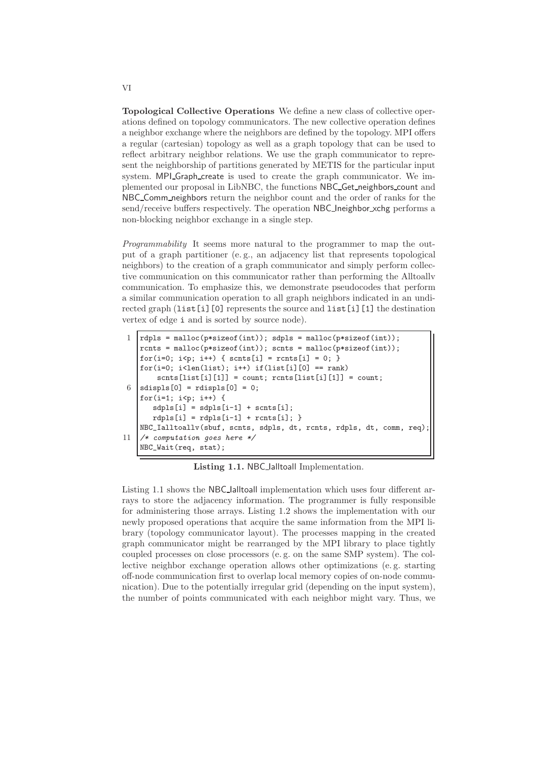**Topological Collective Operations** We define a new class of collective operations defined on topology communicators. The new collective operation defines a neighbor exchange where the neighbors are defined by the topology. MPI offers a regular (cartesian) topology as well as a graph topology that can be used to reflect arbitrary neighbor relations. We use the graph communicator to represent the neighborship of partitions generated by METIS for the particular input system. MPI_Graph_create is used to create the graph communicator. We implemented our proposal in LibNBC, the functions NBC_Get_neighbors_count and NBC_Comm_neighbors return the neighbor count and the order of ranks for the send/receive buffers respectively. The operation NBC_Ineighbor_xchg performs a non-blocking neighbor exchange in a single step.

*Programmability* It seems more natural to the programmer to map the output of a graph partitioner (e. g., an adjacency list that represents topological neighbors) to the creation of a graph communicator and simply perform collective communication on this communicator rather than performing the Alltoallv communication. To emphasize this, we demonstrate pseudocodes that perform a similar communication operation to all graph neighbors indicated in an undirected graph (list[i][0] represents the source and list[i][1] the destination vertex of edge i and is sorted by source node).

```
1  rdpls = malloc(p*sizeof(int)); sdpls = malloc(p*sizeof(int));
   rcnts = malloc(p*sizeof(int)); scnts = malloc(p*sizeof(int));
   for(i=0; i<p; i++) { scnts[i] = rcnts[i] = 0; }
   for(i=0; i<len(list); i++) if(list[i][0] == rank)
       scnts[list[i][1]] = count; rcnts[list[i][1]] = count;
6  sdispls[0] = rdispls[0] = 0;
   for(i=1; i<p; i++) {
      sdpls[i] = sdpls[i-1] + scnts[i];
      rdpls[i] = rdpls[i-1] + rcnts[i]; }
   NBC_Ialltoallv(sbuf, scnts, sdpls, dt, rcnts, rdpls, dt, comm, req);
11 /* computation goes here */
   NBC_Wait(req, stat);
```

**Listing 1.1.** NBC_Ialltoall Implementation.

Listing 1.1 shows the NBC_Ialltoall implementation which uses four different arrays to store the adjacency information. The programmer is fully responsible for administering those arrays. Listing 1.2 shows the implementation with our newly proposed operations that acquire the same information from the MPI library (topology communicator layout). The processes mapping in the created graph communicator might be rearranged by the MPI library to place tightly coupled processes on close processors (e. g. on the same SMP system). The collective neighbor exchange operation allows other optimizations (e. g. starting off-node communication first to overlap local memory copies of on-node communication). Due to the potentially irregular grid (depending on the input system), the number of points communicated with each neighbor might vary. Thus, we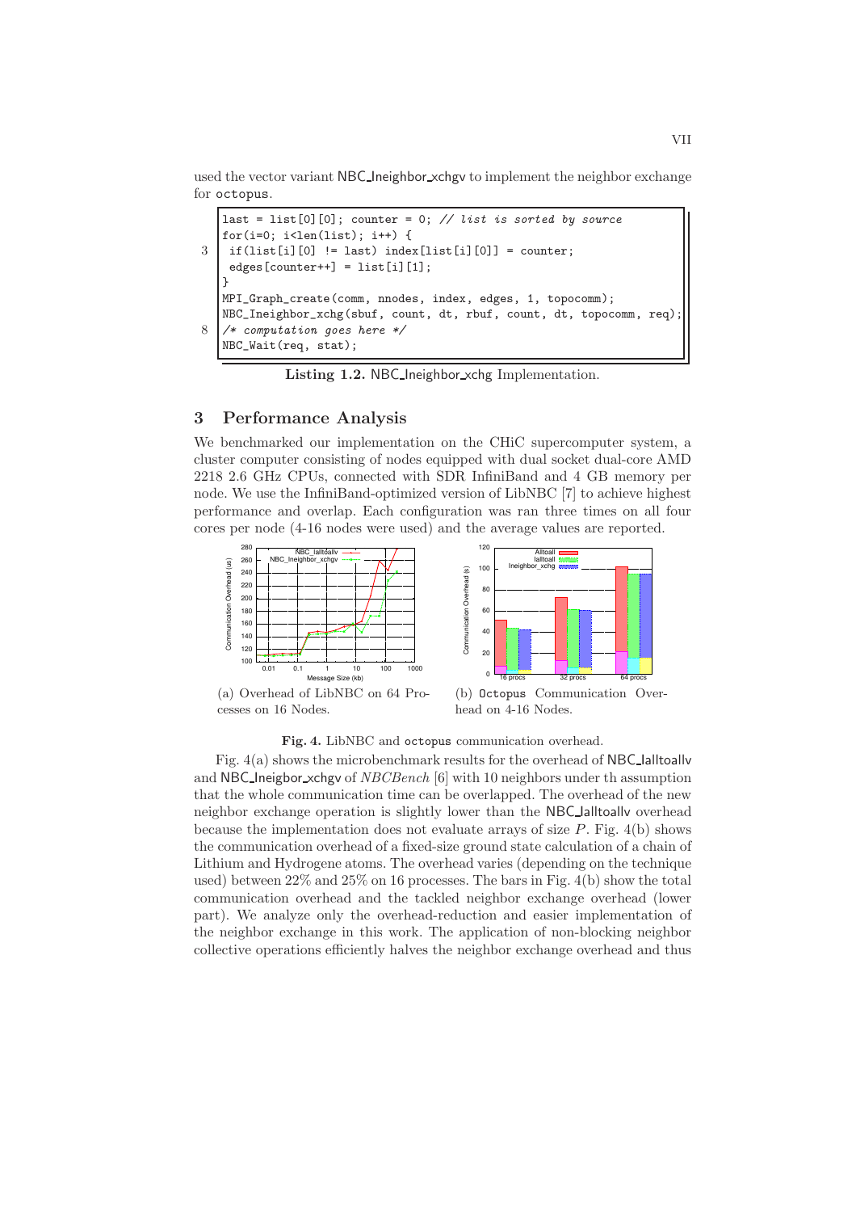used the vector variant NBC_Ineighbor_xchgv to implement the neighbor exchange for octopus.

```
last = list[0][0]; counter = 0; // list is sorted by source
for(i=0; i<len(list); i++) {
 if(list[i][0] != last) index[list[i][0]] = counter;
 edges[counter++] = list[i][1];
}
MPI_Graph_create(comm, nnodes, index, edges, 1, topocomm);
NBC_Ineighbor_xchg(sbuf, count, dt, rbuf, count, dt, topocomm, req);
/* computation goes here */
NBC_Wait(req, stat);
```

**Listing 1.2.** NBC_Ineighbor_xchg Implementation.

## 3 Performance Analysis

We benchmarked our implementation on the CHiC supercomputer system, a cluster computer consisting of nodes equipped with dual socket dual-core AMD 2218 2.6 GHz CPUs, connected with SDR InfiniBand and 4 GB memory per node. We use the InfiniBand-optimized version of LibNBC [7] to achieve highest performance and overlap. Each configuration was ran three times on all four cores per node (4-16 nodes were used) and the average values are reported.

(a) Overhead of LibNBC on 64 Processes on 16 Nodes.

(b) Octopus Communication Overhead on 4-16 Nodes.

**Fig. 4.** LibNBC and octopus communication overhead.

Fig. 4(a) shows the microbenchmark results for the overhead of NBC_Ialltoallv and NBC_Ineigbor_xchgv of *NBCBench* [6] with 10 neighbors under th assumption that the whole communication time can be overlapped. The overhead of the new neighbor exchange operation is slightly lower than the NBC_Ialltoallv overhead because the implementation does not evaluate arrays of size $P$. Fig. 4(b) shows the communication overhead of a fixed-size ground state calculation of a chain of Lithium and Hydrogene atoms. The overhead varies (depending on the technique used) between 22% and 25% on 16 processes. The bars in Fig. 4(b) show the total communication overhead and the tackled neighbor exchange overhead (lower part). We analyze only the overhead-reduction and easier implementation of the neighbor exchange in this work. The application of non-blocking neighbor collective operations efficiently halves the neighbor exchange overhead and thus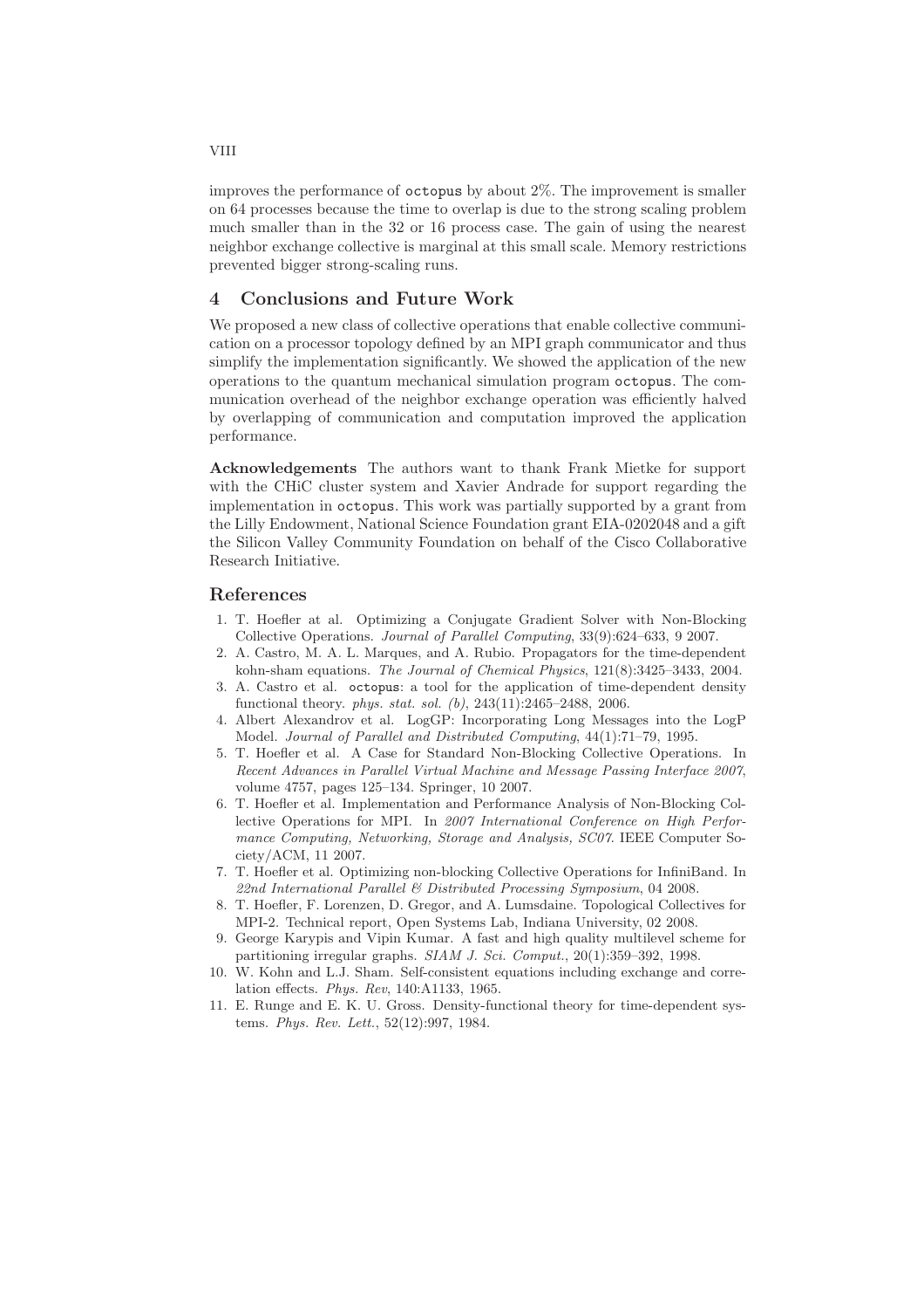improves the performance of `octopus` by about 2%. The improvement is smaller on 64 processes because the time to overlap is due to the strong scaling problem much smaller than in the 32 or 16 process case. The gain of using the nearest neighbor exchange collective is marginal at this small scale. Memory restrictions prevented bigger strong-scaling runs.

## 4 Conclusions and Future Work

We proposed a new class of collective operations that enable collective communication on a processor topology defined by an MPI graph communicator and thus simplify the implementation significantly. We showed the application of the new operations to the quantum mechanical simulation program `octopus`. The communication overhead of the neighbor exchange operation was efficiently halved by overlapping of communication and computation improved the application performance.

**Acknowledgements** The authors want to thank Frank Mietke for support with the CHiC cluster system and Xavier Andrade for support regarding the implementation in `octopus`. This work was partially supported by a grant from the Lilly Endowment, National Science Foundation grant EIA-0202048 and a gift the Silicon Valley Community Foundation on behalf of the Cisco Collaborative Research Initiative.

## References

1. T. Hoefler at al. Optimizing a Conjugate Gradient Solver with Non-Blocking Collective Operations. *Journal of Parallel Computing*, 33(9):624–633, 9 2007.
2. A. Castro, M. A. L. Marques, and A. Rubio. Propagators for the time-dependent kohn-sham equations. *The Journal of Chemical Physics*, 121(8):3425–3433, 2004.
3. A. Castro et al. `octopus`: a tool for the application of time-dependent density functional theory. *phys. stat. sol. (b)*, 243(11):2465–2488, 2006.
4. Albert Alexandrov et al. LogGP: Incorporating Long Messages into the LogP Model. *Journal of Parallel and Distributed Computing*, 44(1):71–79, 1995.
5. T. Hoefler et al. A Case for Standard Non-Blocking Collective Operations. In *Recent Advances in Parallel Virtual Machine and Message Passing Interface 2007*, volume 4757, pages 125–134. Springer, 10 2007.
6. T. Hoefler et al. Implementation and Performance Analysis of Non-Blocking Collective Operations for MPI. In *2007 International Conference on High Performance Computing, Networking, Storage and Analysis, SC07*. IEEE Computer Society/ACM, 11 2007.
7. T. Hoefler et al. Optimizing non-blocking Collective Operations for InfiniBand. In *22nd International Parallel & Distributed Processing Symposium*, 04 2008.
8. T. Hoefler, F. Lorenzen, D. Gregor, and A. Lumsdaine. Topological Collectives for MPI-2. Technical report, Open Systems Lab, Indiana University, 02 2008.
9. George Karypis and Vipin Kumar. A fast and high quality multilevel scheme for partitioning irregular graphs. *SIAM J. Sci. Comput.*, 20(1):359–392, 1998.
10. W. Kohn and L.J. Sham. Self-consistent equations including exchange and correlation effects. *Phys. Rev*, 140:A1133, 1965.
11. E. Runge and E. K. U. Gross. Density-functional theory for time-dependent systems. *Phys. Rev. Lett.*, 52(12):997, 1984.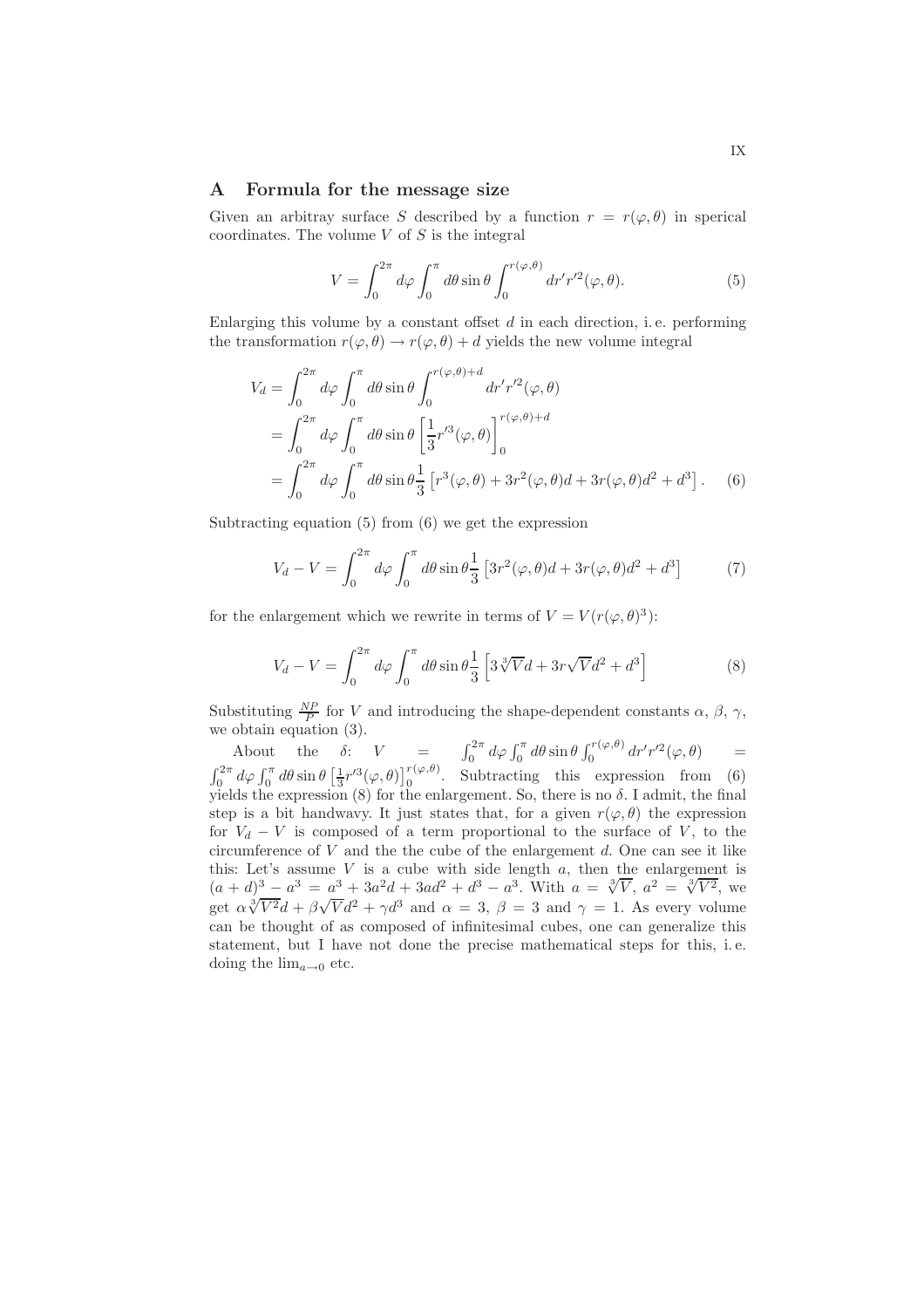## A Formula for the message size

Given an arbitray surface $S$ described by a function $r = r(\varphi, \theta)$ in sperical coordinates. The volume $V$ of $S$ is the integral

$$V = \int_0^{2\pi} d\varphi \int_0^{\pi} d\theta \sin\theta \int_0^{r(\varphi,\theta)} dr' r'^2(\varphi, \theta). \tag{5}$$

Enlarging this volume by a constant offset $d$ in each direction, i. e. performing the transformation $r(\varphi, \theta) \rightarrow r(\varphi, \theta) + d$ yields the new volume integral

$$\begin{aligned}
V_d &= \int_0^{2\pi} d\varphi \int_0^{\pi} d\theta \sin\theta \int_0^{r(\varphi,\theta)+d} dr' r'^2(\varphi, \theta) \\
&= \int_0^{2\pi} d\varphi \int_0^{\pi} d\theta \sin\theta \left[\frac{1}{3} r'^3(\varphi, \theta)\right]_0^{r(\varphi,\theta)+d} \\
&= \int_0^{2\pi} d\varphi \int_0^{\pi} d\theta \sin\theta \frac{1}{3} \left[r^3(\varphi, \theta) + 3r^2(\varphi, \theta)d + 3r(\varphi, \theta)d^2 + d^3\right].
\end{aligned} \tag{6}$$

Subtracting equation (5) from (6) we get the expression

$$V_d - V = \int_0^{2\pi} d\varphi \int_0^{\pi} d\theta \sin\theta \frac{1}{3} \left[3r^2(\varphi, \theta)d + 3r(\varphi, \theta)d^2 + d^3\right] \tag{7}$$

for the enlargement which we rewrite in terms of $V = V(r(\varphi, \theta)^3)$:

$$V_d - V = \int_0^{2\pi} d\varphi \int_0^{\pi} d\theta \sin\theta \frac{1}{3} \left[3\sqrt[3]{V}d + 3r\sqrt{V}d^2 + d^3\right] \tag{8}$$

Substituting $\frac{NP}{P}$ for $V$ and introducing the shape-dependent constants $\alpha$, $\beta$, $\gamma$, we obtain equation (3).

About the $\delta$: $V = \int_0^{2\pi} d\varphi \int_0^{\pi} d\theta \sin\theta \int_0^{r(\varphi,\theta)} dr' r'^2(\varphi, \theta) = \int_0^{2\pi} d\varphi \int_0^{\pi} d\theta \sin\theta \left[\frac{1}{3} r'^3(\varphi, \theta)\right]_0^{r(\varphi,\theta)}$. Subtracting this expression from (6) yields the expression (8) for the enlargement. So, there is no $\delta$. I admit, the final step is a bit handwavy. It just states that, for a given $r(\varphi, \theta)$ the expression for $V_d - V$ is composed of a term proportional to the surface of $V$, to the circumference of $V$ and the the cube of the enlargement $d$. One can see it like this: Let's assume $V$ is a cube with side length $a$, then the enlargement is $(a + d)^3 - a^3 = a^3 + 3a^2d + 3ad^2 + d^3 - a^3$. With $a = \sqrt[3]{V}$, $a^2 = \sqrt[3]{V^2}$, we get $\alpha\sqrt[3]{V^2}d + \beta\sqrt{V}d^2 + \gamma d^3$ and $\alpha = 3$, $\beta = 3$ and $\gamma = 1$. As every volume can be thought of as composed of infinitesimal cubes, one can generalize this statement, but I have not done the precise mathematical steps for this, i. e. doing the $\lim_{a\to 0}$ etc.